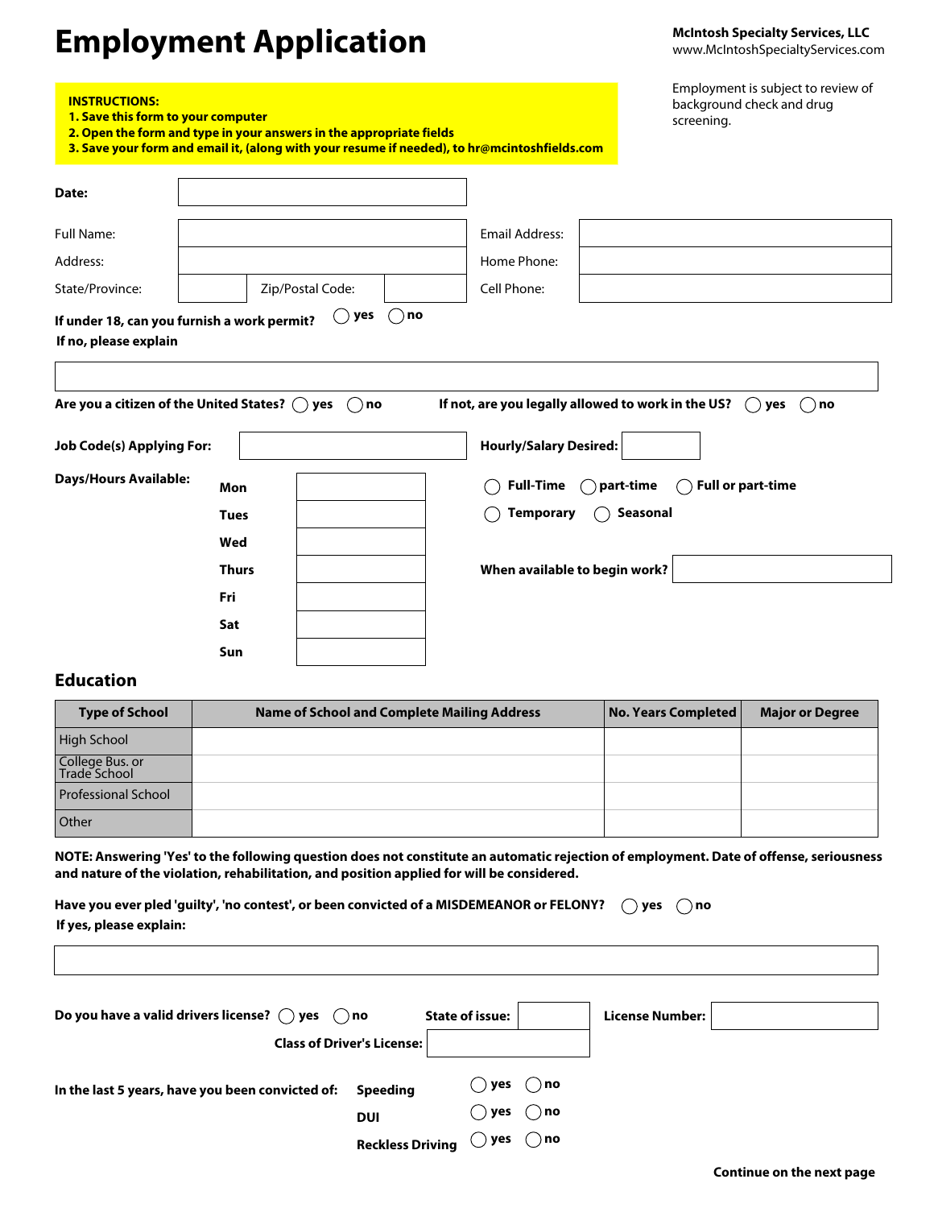# Employment Application

**McIntosh Specialty Services, LLC**
www.McIntoshSpecialtyServices.com

**INSTRUCTIONS:**
1. **Save this form to your computer**
2. **Open the form and type in your answers in the appropriate fields**
3. **Save your form and email it, (along with your resume if needed), to hr@mcintoshfields.com**

Employment is subject to review of background check and drug screening.

**Date:**

| | | | |
|---|---|---|---|
| Full Name: | | Email Address: | |
| Address: | | Home Phone: | |
| State/Province: | Zip/Postal Code: | Cell Phone: | |

**If under 18, can you furnish a work permit?** ◯ **yes** ◯ **no**
**If no, please explain**

**Are you a citizen of the United States?** ◯ **yes** ◯ **no** **If not, are you legally allowed to work in the US?** ◯ **yes** ◯ **no**

**Job Code(s) Applying For:** **Hourly/Salary Desired:**

**Days/Hours Available:**

| | |
|---|---|
| **Mon** | |
| **Tues** | |
| **Wed** | |
| **Thurs** | |
| **Fri** | |
| **Sat** | |
| **Sun** | |

◯ **Full-Time** ◯ **part-time** ◯ **Full or part-time**
◯ **Temporary** ◯ **Seasonal**

**When available to begin work?**

## Education

| Type of School | Name of School and Complete Mailing Address | No. Years Completed | Major or Degree |
|---|---|---|---|
| High School | | | |
| College Bus. or Trade School | | | |
| Professional School | | | |
| Other | | | |

**NOTE: Answering 'Yes' to the following question does not constitute an automatic rejection of employment. Date of offense, seriousness and nature of the violation, rehabilitation, and position applied for will be considered.**

**Have you ever pled 'guilty', 'no contest', or been convicted of a MISDEMEANOR or FELONY?** ◯ **yes** ◯ **no**
**If yes, please explain:**

**Do you have a valid drivers license?** ◯ **yes** ◯ **no** **State of issue:** **License Number:**
**Class of Driver's License:**

**In the last 5 years, have you been convicted of:**

| | |
|---|---|
| **Speeding** | ◯ **yes** ◯ **no** |
| **DUI** | ◯ **yes** ◯ **no** |
| **Reckless Driving** | ◯ **yes** ◯ **no** |

**Continue on the next page**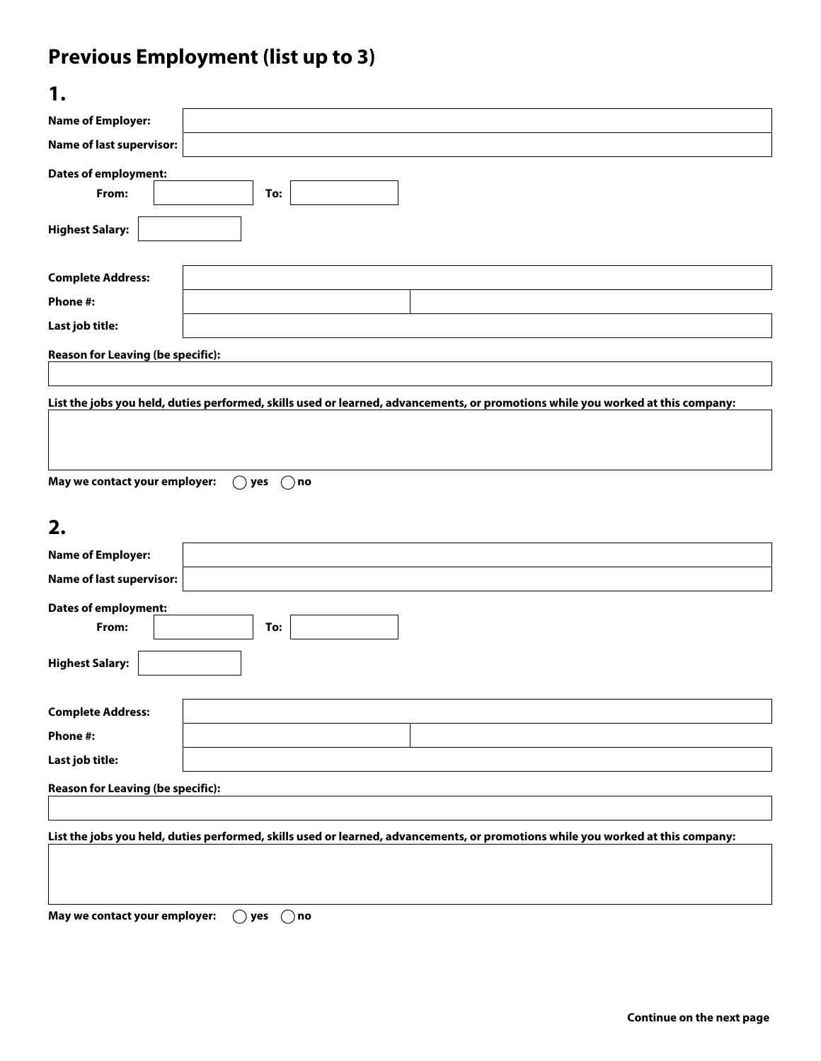# Previous Employment (list up to 3)

## 1.

**Name of Employer:**

**Name of last supervisor:**

**Dates of employment:**

**From:** **To:**

**Highest Salary:**

**Complete Address:**

**Phone #:**

**Last job title:**

**Reason for Leaving (be specific):**

**List the jobs you held, duties performed, skills used or learned, advancements, or promotions while you worked at this company:**

**May we contact your employer:** ◯ **yes** ◯ **no**

## 2.

**Name of Employer:**

**Name of last supervisor:**

**Dates of employment:**

**From:** **To:**

**Highest Salary:**

**Complete Address:**

**Phone #:**

**Last job title:**

**Reason for Leaving (be specific):**

**List the jobs you held, duties performed, skills used or learned, advancements, or promotions while you worked at this company:**

**May we contact your employer:** ◯ **yes** ◯ **no**

**Continue on the next page**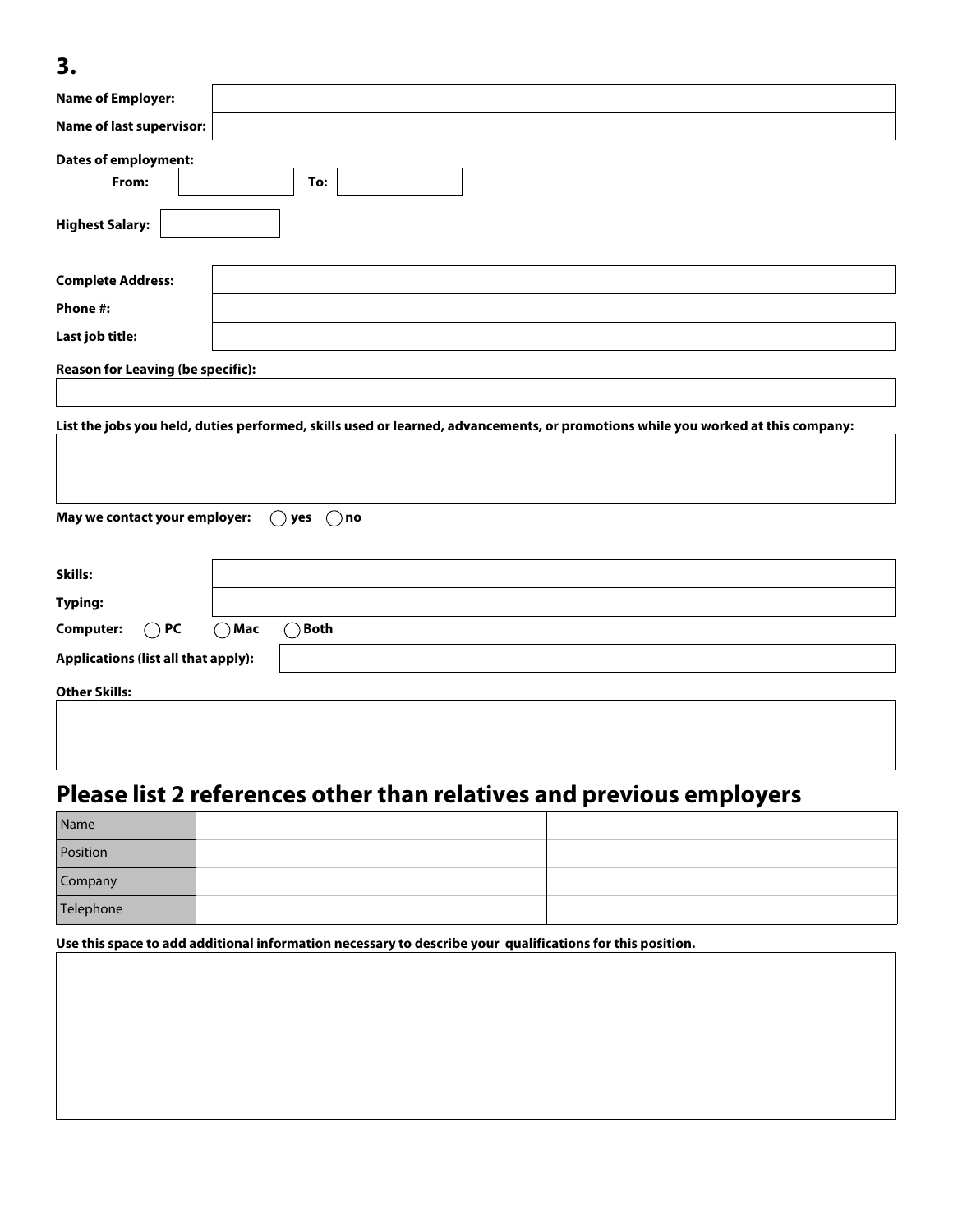## 3.

**Name of Employer:**

**Name of last supervisor:**

**Dates of employment:**

**From:** **To:**

**Highest Salary:**

**Complete Address:**

**Phone #:**

**Last job title:**

**Reason for Leaving (be specific):**

**List the jobs you held, duties performed, skills used or learned, advancements, or promotions while you worked at this company:**

**May we contact your employer:** ◯ **yes** ◯ **no**

**Skills:**

**Typing:**

**Computer:** ◯ **PC** ◯ **Mac** ◯ **Both**

**Applications (list all that apply):**

**Other Skills:**

# Please list 2 references other than relatives and previous employers

| | | |
|---|---|---|
| Name | | |
| Position | | |
| Company | | |
| Telephone | | |

**Use this space to add additional information necessary to describe your qualifications for this position.**